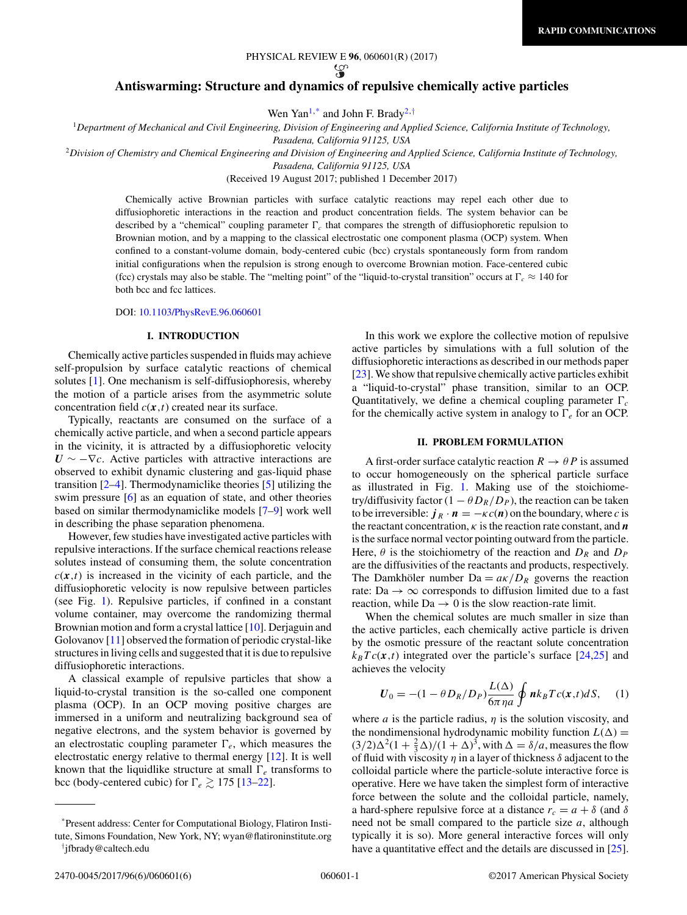# Antiswarming: Structure and dynamics of repulsive chemically active particles

Wen Yan[1,*] and John F. Brady[2,†]

[1]*Department of Mechanical and Civil Engineering, Division of Engineering and Applied Science, California Institute of Technology, Pasadena, California 91125, USA*

[2]*Division of Chemistry and Chemical Engineering and Division of Engineering and Applied Science, California Institute of Technology, Pasadena, California 91125, USA*

(Received 19 August 2017; published 1 December 2017)

Chemically active Brownian particles with surface catalytic reactions may repel each other due to diffusiophoretic interactions in the reaction and product concentration fields. The system behavior can be described by a "chemical" coupling parameter $\Gamma_c$ that compares the strength of diffusiophoretic repulsion to Brownian motion, and by a mapping to the classical electrostatic one component plasma (OCP) system. When confined to a constant-volume domain, body-centered cubic (bcc) crystals spontaneously form from random initial configurations when the repulsion is strong enough to overcome Brownian motion. Face-centered cubic (fcc) crystals may also be stable. The "melting point" of the "liquid-to-crystal transition" occurs at $\Gamma_c \approx 140$ for both bcc and fcc lattices.

DOI: 10.1103/PhysRevE.96.060601

## I. INTRODUCTION

Chemically active particles suspended in fluids may achieve self-propulsion by surface catalytic reactions of chemical solutes [1]. One mechanism is self-diffusiophoresis, whereby the motion of a particle arises from the asymmetric solute concentration field $c(\boldsymbol{x},t)$ created near its surface.

Typically, reactants are consumed on the surface of a chemically active particle, and when a second particle appears in the vicinity, it is attracted by a diffusiophoretic velocity $\boldsymbol{U} \sim -\nabla c$. Active particles with attractive interactions are observed to exhibit dynamic clustering and gas-liquid phase transition [2–4]. Thermodynamiclike theories [5] utilizing the swim pressure [6] as an equation of state, and other theories based on similar thermodynamiclike models [7–9] work well in describing the phase separation phenomena.

However, few studies have investigated active particles with repulsive interactions. If the surface chemical reactions release solutes instead of consuming them, the solute concentration $c(\boldsymbol{x},t)$ is increased in the vicinity of each particle, and the diffusiophoretic velocity is now repulsive between particles (see Fig. 1). Repulsive particles, if confined in a constant volume container, may overcome the randomizing thermal Brownian motion and form a crystal lattice [10]. Derjaguin and Golovanov [11] observed the formation of periodic crystal-like structures in living cells and suggested that it is due to repulsive diffusiophoretic interactions.

A classical example of repulsive particles that show a liquid-to-crystal transition is the so-called one component plasma (OCP). In an OCP moving positive charges are immersed in a uniform and neutralizing background sea of negative electrons, and the system behavior is governed by an electrostatic coupling parameter $\Gamma_e$, which measures the electrostatic energy relative to thermal energy [12]. It is well known that the liquidlike structure at small $\Gamma_e$ transforms to bcc (body-centered cubic) for $\Gamma_e \gtrsim 175$ [13–22].

In this work we explore the collective motion of repulsive active particles by simulations with a full solution of the diffusiophoretic interactions as described in our methods paper [23]. We show that repulsive chemically active particles exhibit a "liquid-to-crystal" phase transition, similar to an OCP. Quantitatively, we define a chemical coupling parameter $\Gamma_c$ for the chemically active system in analogy to $\Gamma_e$ for an OCP.

## II. PROBLEM FORMULATION

A first-order surface catalytic reaction $R \to \theta P$ is assumed to occur homogeneously on the spherical particle surface as illustrated in Fig. 1. Making use of the stoichiometry/diffusivity factor $(1-\theta D_R/D_P)$, the reaction can be taken to be irreversible: $\boldsymbol{j}_R \cdot \boldsymbol{n} = -\kappa c(\boldsymbol{n})$ on the boundary, where $c$ is the reactant concentration, $\kappa$ is the reaction rate constant, and $\boldsymbol{n}$ is the surface normal vector pointing outward from the particle. Here, $\theta$ is the stoichiometry of the reaction and $D_R$ and $D_P$ are the diffusivities of the reactants and products, respectively. The Damkhöler number $\text{Da} = a\kappa/D_R$ governs the reaction rate: $\text{Da} \to \infty$ corresponds to diffusion limited due to a fast reaction, while $\text{Da} \to 0$ is the slow reaction-rate limit.

When the chemical solutes are much smaller in size than the active particles, each chemically active particle is driven by the osmotic pressure of the reactant solute concentration $k_B T c(\boldsymbol{x},t)$ integrated over the particle's surface [24,25] and achieves the velocity

$$\boldsymbol{U}_0 = -(1-\theta D_R/D_P)\frac{L(\Delta)}{6\pi\eta a}\oint \boldsymbol{n} k_B T c(\boldsymbol{x},t) dS, \quad (1)$$

where $a$ is the particle radius, $\eta$ is the solution viscosity, and the nondimensional hydrodynamic mobility function $L(\Delta) = (3/2)\Delta^2(1+\frac{2}{3}\Delta)/(1+\Delta)^3$, with $\Delta = \delta/a$, measures the flow of fluid with viscosity $\eta$ in a layer of thickness $\delta$ adjacent to the colloidal particle where the particle-solute interactive force is operative. Here we have taken the simplest form of interactive force between the solute and the colloidal particle, namely, a hard-sphere repulsive force at a distance $r_c = a + \delta$ (and $\delta$ need not be small compared to the particle size $a$, although typically it is so). More general interactive forces will only have a quantitative effect and the details are discussed in [25].

*Present address: Center for Computational Biology, Flatiron Institute, Simons Foundation, New York, NY; wyan@flatironinstitute.org

†jfbrady@caltech.edu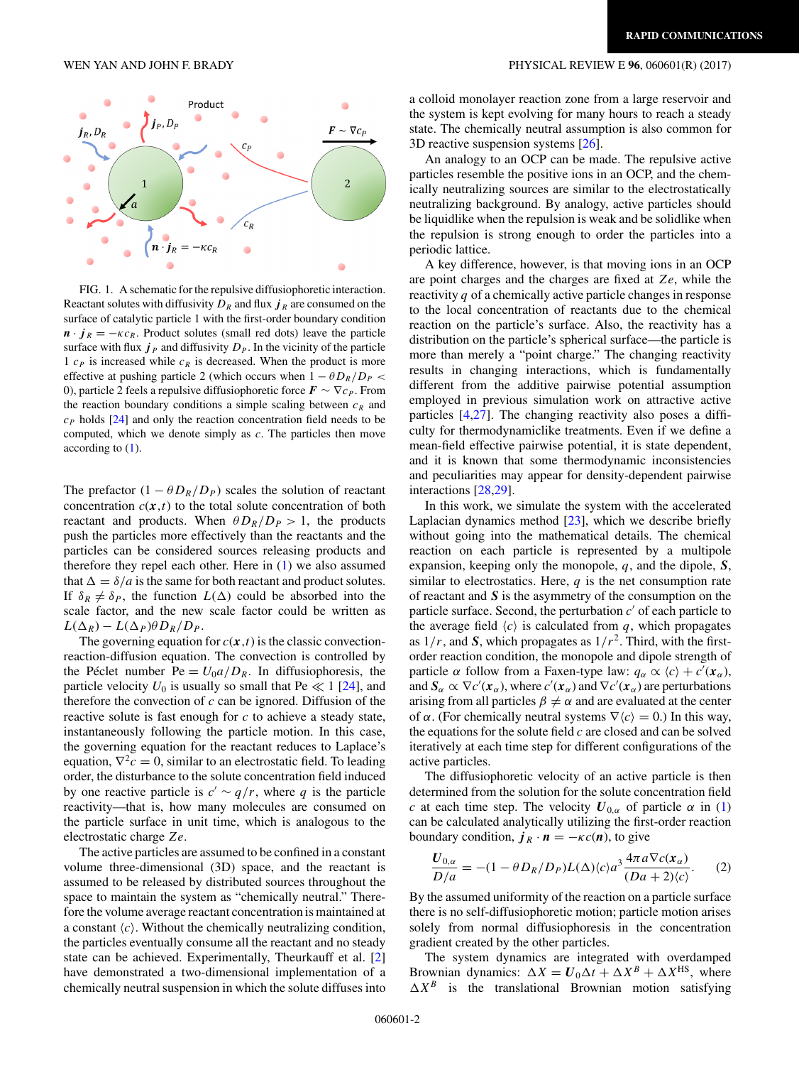Product

$j_R, D_R$

$j_P, D_P$

$F \sim \nabla c_P$

$c_P$

1

2

$a$

$c_R$

$n \cdot j_R = -\kappa c_R$

FIG. 1. A schematic for the repulsive diffusiophoretic interaction. Reactant solutes with diffusivity $D_R$ and flux $\boldsymbol{j}_R$ are consumed on the surface of catalytic particle 1 with the first-order boundary condition $\boldsymbol{n} \cdot \boldsymbol{j}_R = -\kappa c_R$. Product solutes (small red dots) leave the particle surface with flux $\boldsymbol{j}_P$ and diffusivity $D_P$. In the vicinity of the particle 1 $c_P$ is increased while $c_R$ is decreased. When the product is more effective at pushing particle 2 (which occurs when $1 - \theta D_R/D_P < 0$), particle 2 feels a repulsive diffusiophoretic force $\boldsymbol{F} \sim \nabla c_P$. From the reaction boundary conditions a simple scaling between $c_R$ and $c_P$ holds [24] and only the reaction concentration field needs to be computed, which we denote simply as $c$. The particles then move according to (1).

The prefactor $(1 - \theta D_R/D_P)$ scales the solution of reactant concentration $c(\boldsymbol{x},t)$ to the total solute concentration of both reactant and products. When $\theta D_R/D_P > 1$, the products push the particles more effectively than the reactants and the particles can be considered sources releasing products and therefore they repel each other. Here in (1) we also assumed that $\Delta = \delta/a$ is the same for both reactant and product solutes. If $\delta_R \neq \delta_P$, the function $L(\Delta)$ could be absorbed into the scale factor, and the new scale factor could be written as $L(\Delta_R) - L(\Delta_P)\theta D_R/D_P$.

The governing equation for $c(\boldsymbol{x},t)$ is the classic convection-reaction-diffusion equation. The convection is controlled by the Péclet number $\text{Pe} = U_0 a/D_R$. In diffusiophoresis, the particle velocity $U_0$ is usually so small that $\text{Pe} \ll 1$ [24], and therefore the convection of $c$ can be ignored. Diffusion of the reactive solute is fast enough for $c$ to achieve a steady state, instantaneously following the particle motion. In this case, the governing equation for the reactant reduces to Laplace's equation, $\nabla^2 c = 0$, similar to an electrostatic field. To leading order, the disturbance to the solute concentration field induced by one reactive particle is $c' \sim q/r$, where $q$ is the particle reactivity—that is, how many molecules are consumed on the particle surface in unit time, which is analogous to the electrostatic charge $Ze$.

The active particles are assumed to be confined in a constant volume three-dimensional (3D) space, and the reactant is assumed to be released by distributed sources throughout the space to maintain the system as "chemically neutral." Therefore the volume average reactant concentration is maintained at a constant $\langle c \rangle$. Without the chemically neutralizing condition, the particles eventually consume all the reactant and no steady state can be achieved. Experimentally, Theurkauff et al. [2] have demonstrated a two-dimensional implementation of a chemically neutral suspension in which the solute diffuses into a colloid monolayer reaction zone from a large reservoir and the system is kept evolving for many hours to reach a steady state. The chemically neutral assumption is also common for 3D reactive suspension systems [26].

An analogy to an OCP can be made. The repulsive active particles resemble the positive ions in an OCP, and the chemically neutralizing sources are similar to the electrostatically neutralizing background. By analogy, active particles should be liquidlike when the repulsion is weak and be solidlike when the repulsion is strong enough to order the particles into a periodic lattice.

A key difference, however, is that moving ions in an OCP are point charges and the charges are fixed at $Ze$, while the reactivity $q$ of a chemically active particle changes in response to the local concentration of reactants due to the chemical reaction on the particle's surface. Also, the reactivity has a distribution on the particle's spherical surface—the particle is more than merely a "point charge." The changing reactivity results in changing interactions, which is fundamentally different from the additive pairwise potential assumption employed in previous simulation work on attractive active particles [4,27]. The changing reactivity also poses a difficulty for thermodynamiclike treatments. Even if we define a mean-field effective pairwise potential, it is state dependent, and it is known that some thermodynamic inconsistencies and peculiarities may appear for density-dependent pairwise interactions [28,29].

In this work, we simulate the system with the accelerated Laplacian dynamics method [23], which we describe briefly without going into the mathematical details. The chemical reaction on each particle is represented by a multipole expansion, keeping only the monopole, $q$, and the dipole, $\boldsymbol{S}$, similar to electrostatics. Here, $q$ is the net consumption rate of reactant and $\boldsymbol{S}$ is the asymmetry of the consumption on the particle surface. Second, the perturbation $c'$ of each particle to the average field $\langle c \rangle$ is calculated from $q$, which propagates as $1/r$, and $\boldsymbol{S}$, which propagates as $1/r^2$. Third, with the first-order reaction condition, the monopole and dipole strength of particle $\alpha$ follow from a Faxen-type law: $q_\alpha \propto \langle c \rangle + c'(\boldsymbol{x}_\alpha)$, and $\boldsymbol{S}_\alpha \propto \nabla c'(\boldsymbol{x}_\alpha)$, where $c'(\boldsymbol{x}_\alpha)$ and $\nabla c'(\boldsymbol{x}_\alpha)$ are perturbations arising from all particles $\beta \neq \alpha$ and are evaluated at the center of $\alpha$. (For chemically neutral systems $\nabla\langle c \rangle = 0$.) In this way, the equations for the solute field $c$ are closed and can be solved iteratively at each time step for different configurations of the active particles.

The diffusiophoretic velocity of an active particle is then determined from the solution for the solute concentration field $c$ at each time step. The velocity $\boldsymbol{U}_{0,\alpha}$ of particle $\alpha$ in (1) can be calculated analytically utilizing the first-order reaction boundary condition, $\boldsymbol{j}_R \cdot \boldsymbol{n} = -\kappa c(\boldsymbol{n})$, to give

$$\frac{\boldsymbol{U}_{0,\alpha}}{D/a} = -(1 - \theta D_R/D_P) L(\Delta) \langle c \rangle a^3 \frac{4\pi a \nabla c(\boldsymbol{x}_\alpha)}{(Da + 2)\langle c \rangle}. \tag{2}$$

By the assumed uniformity of the reaction on a particle surface there is no self-diffusiophoretic motion; particle motion arises solely from normal diffusiophoresis in the concentration gradient created by the other particles.

The system dynamics are integrated with overdamped Brownian dynamics: $\Delta X = \boldsymbol{U}_0 \Delta t + \Delta X^B + \Delta X^{\text{HS}}$, where $\Delta X^B$ is the translational Brownian motion satisfying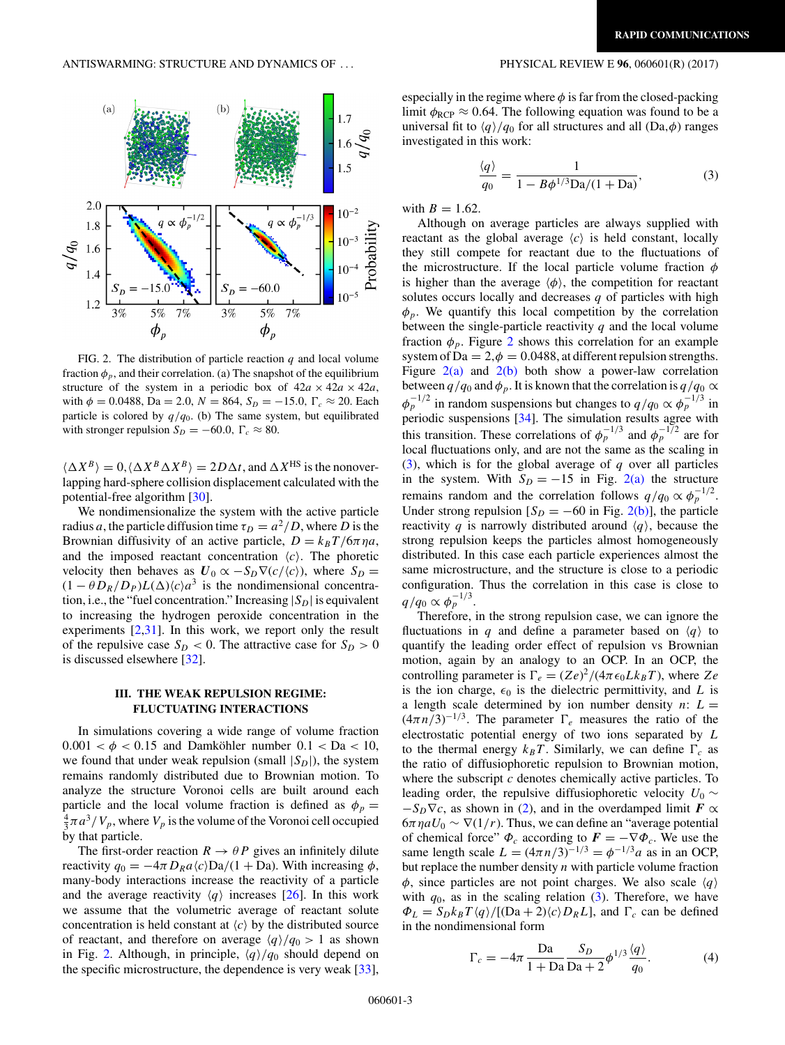(a)

(b)

1.7

1.6

1.5

$q/q_0$

2.0

1.8

1.6

1.4

1.2

$q/q_0$

$q \propto \phi_p^{-1/2}$

$S_D = -15.0$

3% 5% 7%

$\phi_p$

$q \propto \phi_p^{-1/3}$

$S_D = -60.0$

3% 5% 7%

$\phi_p$

$10^{-2}$

$10^{-3}$

$10^{-4}$

$10^{-5}$

Probability

FIG. 2. The distribution of particle reaction $q$ and local volume fraction $\phi_p$, and their correlation. (a) The snapshot of the equilibrium structure of the system in a periodic box of $42a \times 42a \times 42a$, with $\phi = 0.0488$, Da = 2.0, $N = 864$, $S_D = -15.0$, $\Gamma_c \approx 20$. Each particle is colored by $q/q_0$. (b) The same system, but equilibrated with stronger repulsion $S_D = -60.0$, $\Gamma_c \approx 80$.

$\langle \Delta X^B \rangle = 0, \langle \Delta X^B \Delta X^B \rangle = 2D\Delta t$, and $\Delta X^{\rm HS}$ is the nonoverlapping hard-sphere collision displacement calculated with the potential-free algorithm [30].

We nondimensionalize the system with the active particle radius $a$, the particle diffusion time $\tau_D = a^2/D$, where $D$ is the Brownian diffusivity of an active particle, $D = k_BT/6\pi\eta a$, and the imposed reactant concentration $\langle c \rangle$. The phoretic velocity then behaves as $\boldsymbol{U}_0 \propto -S_D \nabla(c/\langle c \rangle)$, where $S_D = (1 - \theta D_R/D_P)L(\Delta)\langle c \rangle a^3$ is the nondimensional concentration, i.e., the "fuel concentration." Increasing $|S_D|$ is equivalent to increasing the hydrogen peroxide concentration in the experiments [2,31]. In this work, we report only the result of the repulsive case $S_D < 0$. The attractive case for $S_D > 0$ is discussed elsewhere [32].

## III. THE WEAK REPULSION REGIME: FLUCTUATING INTERACTIONS

In simulations covering a wide range of volume fraction $0.001 < \phi < 0.15$ and Damköhler number $0.1 < \text{Da} < 10$, we found that under weak repulsion (small $|S_D|$), the system remains randomly distributed due to Brownian motion. To analyze the structure Voronoi cells are built around each particle and the local volume fraction is defined as $\phi_p = \frac{4}{3}\pi a^3/V_p$, where $V_p$ is the volume of the Voronoi cell occupied by that particle.

The first-order reaction $R \to \theta P$ gives an infinitely dilute reactivity $q_0 = -4\pi D_R a \langle c \rangle \text{Da}/(1 + \text{Da})$. With increasing $\phi$, many-body interactions increase the reactivity of a particle and the average reactivity $\langle q \rangle$ increases [26]. In this work we assume that the volumetric average of reactant solute concentration is held constant at $\langle c \rangle$ by the distributed source of reactant, and therefore on average $\langle q \rangle / q_0 > 1$ as shown in Fig. 2. Although, in principle, $\langle q \rangle / q_0$ should depend on the specific microstructure, the dependence is very weak [33], especially in the regime where $\phi$ is far from the closed-packing limit $\phi_{\rm RCP} \approx 0.64$. The following equation was found to be a universal fit to $\langle q \rangle / q_0$ for all structures and all (Da,$\phi$) ranges investigated in this work:

$$\frac{\langle q \rangle}{q_0} = \frac{1}{1 - B\phi^{1/3}\text{Da}/(1 + \text{Da})}, \tag{3}$$

with $B = 1.62$.

Although on average particles are always supplied with reactant as the global average $\langle c \rangle$ is held constant, locally they still compete for reactant due to the fluctuations of the microstructure. If the local particle volume fraction $\phi$ is higher than the average $\langle \phi \rangle$, the competition for reactant solutes occurs locally and decreases $q$ of particles with high $\phi_p$. We quantify this local competition by the correlation between the single-particle reactivity $q$ and the local volume fraction $\phi_p$. Figure 2 shows this correlation for an example system of Da = 2, $\phi = 0.0488$, at different repulsion strengths. Figure 2(a) and 2(b) both show a power-law correlation between $q/q_0$ and $\phi_p$. It is known that the correlation is $q/q_0 \propto \phi_p^{-1/2}$ in random suspensions but changes to $q/q_0 \propto \phi_p^{-1/3}$ in periodic suspensions [34]. The simulation results agree with this transition. These correlations of $\phi_p^{-1/3}$ and $\phi_p^{-1/2}$ are for local fluctuations only, and are not the same as the scaling in (3), which is for the global average of $q$ over all particles in the system. With $S_D = -15$ in Fig. 2(a) the structure remains random and the correlation follows $q/q_0 \propto \phi_p^{-1/2}$. Under strong repulsion [$S_D = -60$ in Fig. 2(b)], the particle reactivity $q$ is narrowly distributed around $\langle q \rangle$, because the strong repulsion keeps the particles almost homogeneously distributed. In this case each particle experiences almost the same microstructure, and the structure is close to a periodic configuration. Thus the correlation in this case is close to $q/q_0 \propto \phi_p^{-1/3}$.

Therefore, in the strong repulsion case, we can ignore the fluctuations in $q$ and define a parameter based on $\langle q \rangle$ to quantify the leading order effect of repulsion vs Brownian motion, again by an analogy to an OCP. In an OCP, the controlling parameter is $\Gamma_e = (Ze)^2/(4\pi\epsilon_0 L k_B T)$, where $Ze$ is the ion charge, $\epsilon_0$ is the dielectric permittivity, and $L$ is a length scale determined by ion number density $n$: $L = (4\pi n/3)^{-1/3}$. The parameter $\Gamma_e$ measures the ratio of the electrostatic potential energy of two ions separated by $L$ to the thermal energy $k_BT$. Similarly, we can define $\Gamma_c$ as the ratio of diffusiophoretic repulsion to Brownian motion, where the subscript $c$ denotes chemically active particles. To leading order, the repulsive diffusiophoretic velocity $U_0 \sim -S_D \nabla c$, as shown in (2), and in the overdamped limit $\boldsymbol{F} \propto 6\pi\eta a U_0 \sim \nabla(1/r)$. Thus, we can define an "average potential of chemical force" $\Phi_c$ according to $\boldsymbol{F} = -\nabla \Phi_c$. We use the same length scale $L = (4\pi n/3)^{-1/3} = \phi^{-1/3}a$ as in an OCP, but replace the number density $n$ with particle volume fraction $\phi$, since particles are not point charges. We also scale $\langle q \rangle$ with $q_0$, as in the scaling relation (3). Therefore, we have $\Phi_L = S_D k_B T \langle q \rangle / [(\text{Da} + 2)\langle c \rangle D_R L]$, and $\Gamma_c$ can be defined in the nondimensional form

$$\Gamma_c = -4\pi \frac{\text{Da}}{1 + \text{Da}} \frac{S_D}{\text{Da} + 2} \phi^{1/3} \frac{\langle q \rangle}{q_0}. \tag{4}$$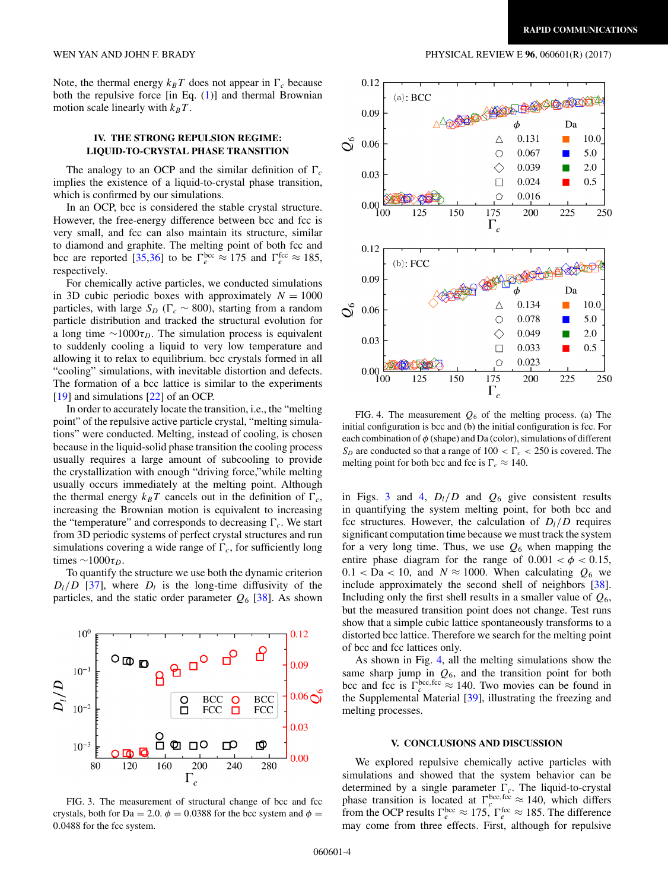Note, the thermal energy $k_BT$ does not appear in $\Gamma_c$ because both the repulsive force [in Eq. (1)] and thermal Brownian motion scale linearly with $k_BT$.

## IV. THE STRONG REPULSION REGIME: LIQUID-TO-CRYSTAL PHASE TRANSITION

The analogy to an OCP and the similar definition of $\Gamma_c$ implies the existence of a liquid-to-crystal phase transition, which is confirmed by our simulations.

In an OCP, bcc is considered the stable crystal structure. However, the free-energy difference between bcc and fcc is very small, and fcc can also maintain its structure, similar to diamond and graphite. The melting point of both fcc and bcc are reported [35,36] to be $\Gamma_e^{\rm bcc} \approx 175$ and $\Gamma_e^{\rm fcc} \approx 185$, respectively.

For chemically active particles, we conducted simulations in 3D cubic periodic boxes with approximately $N = 1000$ particles, with large $S_D$ ($\Gamma_c \sim 800$), starting from a random particle distribution and tracked the structural evolution for a long time $\sim 1000\tau_D$. The simulation process is equivalent to suddenly cooling a liquid to very low temperature and allowing it to relax to equilibrium. bcc crystals formed in all "cooling" simulations, with inevitable distortion and defects. The formation of a bcc lattice is similar to the experiments [19] and simulations [22] of an OCP.

In order to accurately locate the transition, i.e., the "melting point" of the repulsive active particle crystal, "melting simulations" were conducted. Melting, instead of cooling, is chosen because in the liquid-solid phase transition the cooling process usually requires a large amount of subcooling to provide the crystallization with enough "driving force," while melting usually occurs immediately at the melting point. Although the thermal energy $k_BT$ cancels out in the definition of $\Gamma_c$, increasing the Brownian motion is equivalent to increasing the "temperature" and corresponds to decreasing $\Gamma_c$. We start from 3D periodic systems of perfect crystal structures and run simulations covering a wide range of $\Gamma_c$, for sufficiently long times $\sim 1000\tau_D$.

To quantify the structure we use both the dynamic criterion $D_l/D$ [37], where $D_l$ is the long-time diffusivity of the particles, and the static order parameter $Q_6$ [38]. As shown

10^0
10^{-1}
10^{-2}
10^{-3}
$D_l/D$
80 120 160 200 240 280
$\Gamma_c$
0.12
0.09
0.06
0.03
0.00
$Q_6$
BCC FCC BCC FCC

FIG. 3. The measurement of structural change of bcc and fcc crystals, both for Da = 2.0. $\phi = 0.0388$ for the bcc system and $\phi = 0.0488$ for the fcc system.

(a): BCC
$\phi$ Da
0.131 10.0
0.067 5.0
0.039 2.0
0.024 0.5
0.016
0.12 0.09 0.06 0.03 0.00
$Q_6$
100 125 150 175 200 225 250
$\Gamma_c$

(b): FCC
$\phi$ Da
0.134 10.0
0.078 5.0
0.049 2.0
0.033 0.5
0.023
0.12 0.09 0.06 0.03 0.00
$Q_6$
100 125 150 175 200 225 250
$\Gamma_c$

FIG. 4. The measurement $Q_6$ of the melting process. (a) The initial configuration is bcc and (b) the initial configuration is fcc. For each combination of $\phi$ (shape) and Da (color), simulations of different $S_D$ are conducted so that a range of $100 < \Gamma_c < 250$ is covered. The melting point for both bcc and fcc is $\Gamma_c \approx 140$.

in Figs. 3 and 4, $D_l/D$ and $Q_6$ give consistent results in quantifying the system melting point, for both bcc and fcc structures. However, the calculation of $D_l/D$ requires significant computation time because we must track the system for a very long time. Thus, we use $Q_6$ when mapping the entire phase diagram for the range of $0.001 < \phi < 0.15$, $0.1 < {\rm Da} < 10$, and $N \approx 1000$. When calculating $Q_6$ we include approximately the second shell of neighbors [38]. Including only the first shell results in a smaller value of $Q_6$, but the measured transition point does not change. Test runs show that a simple cubic lattice spontaneously transforms to a distorted bcc lattice. Therefore we search for the melting point of bcc and fcc lattices only.

As shown in Fig. 4, all the melting simulations show the same sharp jump in $Q_6$, and the transition point for both bcc and fcc is $\Gamma_c^{\rm bcc,fcc} \approx 140$. Two movies can be found in the Supplemental Material [39], illustrating the freezing and melting processes.

## V. CONCLUSIONS AND DISCUSSION

We explored repulsive chemically active particles with simulations and showed that the system behavior can be determined by a single parameter $\Gamma_c$. The liquid-to-crystal phase transition is located at $\Gamma_c^{\rm bcc,fcc} \approx 140$, which differs from the OCP results $\Gamma_e^{\rm bcc} \approx 175$, $\Gamma_e^{\rm fcc} \approx 185$. The difference may come from three effects. First, although for repulsive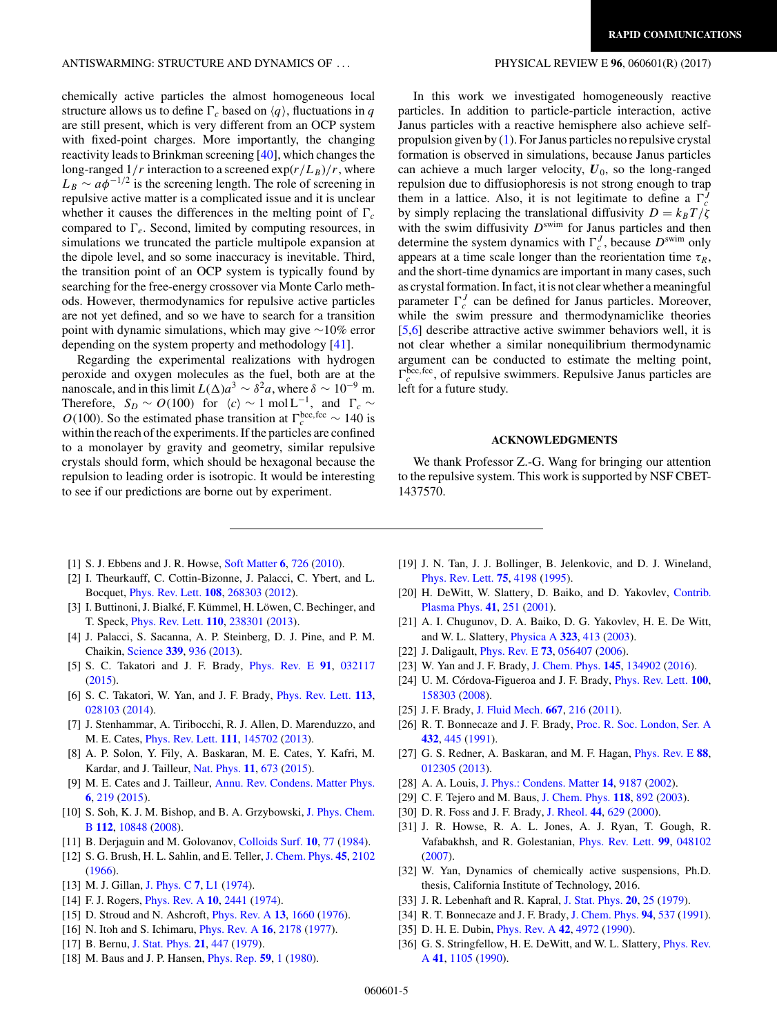chemically active particles the almost homogeneous local structure allows us to define $\Gamma_c$ based on $\langle q \rangle$, fluctuations in $q$ are still present, which is very different from an OCP system with fixed-point charges. More importantly, the changing reactivity leads to Brinkman screening [40], which changes the long-ranged $1/r$ interaction to a screened $\exp(r/L_B)/r$, where $L_B \sim a\phi^{-1/2}$ is the screening length. The role of screening in repulsive active matter is a complicated issue and it is unclear whether it causes the differences in the melting point of $\Gamma_c$ compared to $\Gamma_e$. Second, limited by computing resources, in simulations we truncated the particle multipole expansion at the dipole level, and so some inaccuracy is inevitable. Third, the transition point of an OCP system is typically found by searching for the free-energy crossover via Monte Carlo methods. However, thermodynamics for repulsive active particles are not yet defined, and so we have to search for a transition point with dynamic simulations, which may give $\sim$10% error depending on the system property and methodology [41].

Regarding the experimental realizations with hydrogen peroxide and oxygen molecules as the fuel, both are at the nanoscale, and in this limit $L(\Delta)a^3 \sim \delta^2 a$, where $\delta \sim 10^{-9}$ m. Therefore, $S_D \sim O(100)$ for $\langle c \rangle \sim 1\ \text{mol}\,\text{L}^{-1}$, and $\Gamma_c \sim O(100)$. So the estimated phase transition at $\Gamma_c^{\text{bcc,fcc}} \sim 140$ is within the reach of the experiments. If the particles are confined to a monolayer by gravity and geometry, similar repulsive crystals should form, which should be hexagonal because the repulsion to leading order is isotropic. It would be interesting to see if our predictions are borne out by experiment.

In this work we investigated homogeneously reactive particles. In addition to particle-particle interaction, active Janus particles with a reactive hemisphere also achieve self-propulsion given by (1). For Janus particles no repulsive crystal formation is observed in simulations, because Janus particles can achieve a much larger velocity, $\boldsymbol{U}_0$, so the long-ranged repulsion due to diffusiophoresis is not strong enough to trap them in a lattice. Also, it is not legitimate to define a $\Gamma_c^J$ by simply replacing the translational diffusivity $D = k_B T/\zeta$ with the swim diffusivity $D^{\text{swim}}$ for Janus particles and then determine the system dynamics with $\Gamma_c^J$, because $D^{\text{swim}}$ only appears at a time scale longer than the reorientation time $\tau_R$, and the short-time dynamics are important in many cases, such as crystal formation. In fact, it is not clear whether a meaningful parameter $\Gamma_c^J$ can be defined for Janus particles. Moreover, while the swim pressure and thermodynamiclike theories [5,6] describe attractive active swimmer behaviors well, it is not clear whether a similar nonequilibrium thermodynamic argument can be conducted to estimate the melting point, $\Gamma_c^{\text{bcc,fcc}}$, of repulsive swimmers. Repulsive Janus particles are left for a future study.

## ACKNOWLEDGMENTS

We thank Professor Z.-G. Wang for bringing our attention to the repulsive system. This work is supported by NSF CBET-1437570.

---

[1] S. J. Ebbens and J. R. Howse, Soft Matter **6**, 726 (2010).
[2] I. Theurkauff, C. Cottin-Bizonne, J. Palacci, C. Ybert, and L. Bocquet, Phys. Rev. Lett. **108**, 268303 (2012).
[3] I. Buttinoni, J. Bialké, F. Kümmel, H. Löwen, C. Bechinger, and T. Speck, Phys. Rev. Lett. **110**, 238301 (2013).
[4] J. Palacci, S. Sacanna, A. P. Steinberg, D. J. Pine, and P. M. Chaikin, Science **339**, 936 (2013).
[5] S. C. Takatori and J. F. Brady, Phys. Rev. E **91**, 032117 (2015).
[6] S. C. Takatori, W. Yan, and J. F. Brady, Phys. Rev. Lett. **113**, 028103 (2014).
[7] J. Stenhammar, A. Tiribocchi, R. J. Allen, D. Marenduzzo, and M. E. Cates, Phys. Rev. Lett. **111**, 145702 (2013).
[8] A. P. Solon, Y. Fily, A. Baskaran, M. E. Cates, Y. Kafri, M. Kardar, and J. Tailleur, Nat. Phys. **11**, 673 (2015).
[9] M. E. Cates and J. Tailleur, Annu. Rev. Condens. Matter Phys. **6**, 219 (2015).
[10] S. Soh, K. J. M. Bishop, and B. A. Grzybowski, J. Phys. Chem. B **112**, 10848 (2008).
[11] B. Derjaguin and M. Golovanov, Colloids Surf. **10**, 77 (1984).
[12] S. G. Brush, H. L. Sahlin, and E. Teller, J. Chem. Phys. **45**, 2102 (1966).
[13] M. J. Gillan, J. Phys. C **7**, L1 (1974).
[14] F. J. Rogers, Phys. Rev. A **10**, 2441 (1974).
[15] D. Stroud and N. Ashcroft, Phys. Rev. A **13**, 1660 (1976).
[16] N. Itoh and S. Ichimaru, Phys. Rev. A **16**, 2178 (1977).
[17] B. Bernu, J. Stat. Phys. **21**, 447 (1979).
[18] M. Baus and J. P. Hansen, Phys. Rep. **59**, 1 (1980).
[19] J. N. Tan, J. J. Bollinger, B. Jelenkovic, and D. J. Wineland, Phys. Rev. Lett. **75**, 4198 (1995).
[20] H. DeWitt, W. Slattery, D. Baiko, and D. Yakovlev, Contrib. Plasma Phys. **41**, 251 (2001).
[21] A. I. Chugunov, D. A. Baiko, D. G. Yakovlev, H. E. De Witt, and W. L. Slattery, Physica A **323**, 413 (2003).
[22] J. Daligault, Phys. Rev. E **73**, 056407 (2006).
[23] W. Yan and J. F. Brady, J. Chem. Phys. **145**, 134902 (2016).
[24] U. M. Córdova-Figueroa and J. F. Brady, Phys. Rev. Lett. **100**, 158303 (2008).
[25] J. F. Brady, J. Fluid Mech. **667**, 216 (2011).
[26] R. T. Bonnecaze and J. F. Brady, Proc. R. Soc. London, Ser. A **432**, 445 (1991).
[27] G. S. Redner, A. Baskaran, and M. F. Hagan, Phys. Rev. E **88**, 012305 (2013).
[28] A. A. Louis, J. Phys.: Condens. Matter **14**, 9187 (2002).
[29] C. F. Tejero and M. Baus, J. Chem. Phys. **118**, 892 (2003).
[30] D. R. Foss and J. F. Brady, J. Rheol. **44**, 629 (2000).
[31] J. R. Howse, R. A. L. Jones, A. J. Ryan, T. Gough, R. Vafabakhsh, and R. Golestanian, Phys. Rev. Lett. **99**, 048102 (2007).
[32] W. Yan, Dynamics of chemically active suspensions, Ph.D. thesis, California Institute of Technology, 2016.
[33] J. R. Lebenhaft and R. Kapral, J. Stat. Phys. **20**, 25 (1979).
[34] R. T. Bonnecaze and J. F. Brady, J. Chem. Phys. **94**, 537 (1991).
[35] D. H. E. Dubin, Phys. Rev. A **42**, 4972 (1990).
[36] G. S. Stringfellow, H. E. DeWitt, and W. L. Slattery, Phys. Rev. A **41**, 1105 (1990).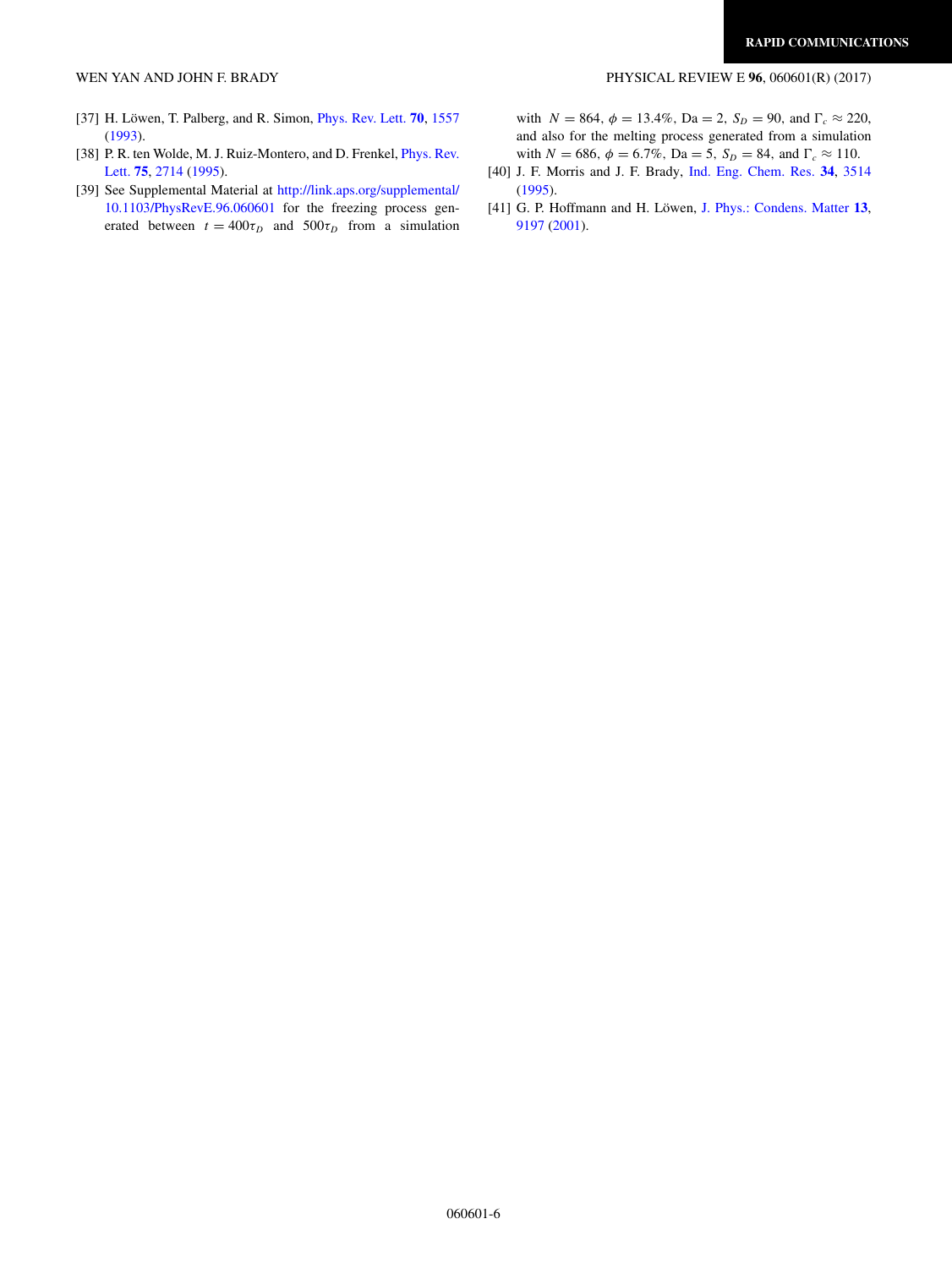[37] H. Löwen, T. Palberg, and R. Simon, Phys. Rev. Lett. **70**, 1557 (1993).

[38] P. R. ten Wolde, M. J. Ruiz-Montero, and D. Frenkel, Phys. Rev. Lett. **75**, 2714 (1995).

[39] See Supplemental Material at http://link.aps.org/supplemental/10.1103/PhysRevE.96.060601 for the freezing process generated between $t = 400\tau_D$ and $500\tau_D$ from a simulation with $N = 864$, $\phi = 13.4\%$, $\text{Da} = 2$, $S_D = 90$, and $\Gamma_c \approx 220$, and also for the melting process generated from a simulation with $N = 686$, $\phi = 6.7\%$, $\text{Da} = 5$, $S_D = 84$, and $\Gamma_c \approx 110$.

[40] J. F. Morris and J. F. Brady, Ind. Eng. Chem. Res. **34**, 3514 (1995).

[41] G. P. Hoffmann and H. Löwen, J. Phys.: Condens. Matter **13**, 9197 (2001).